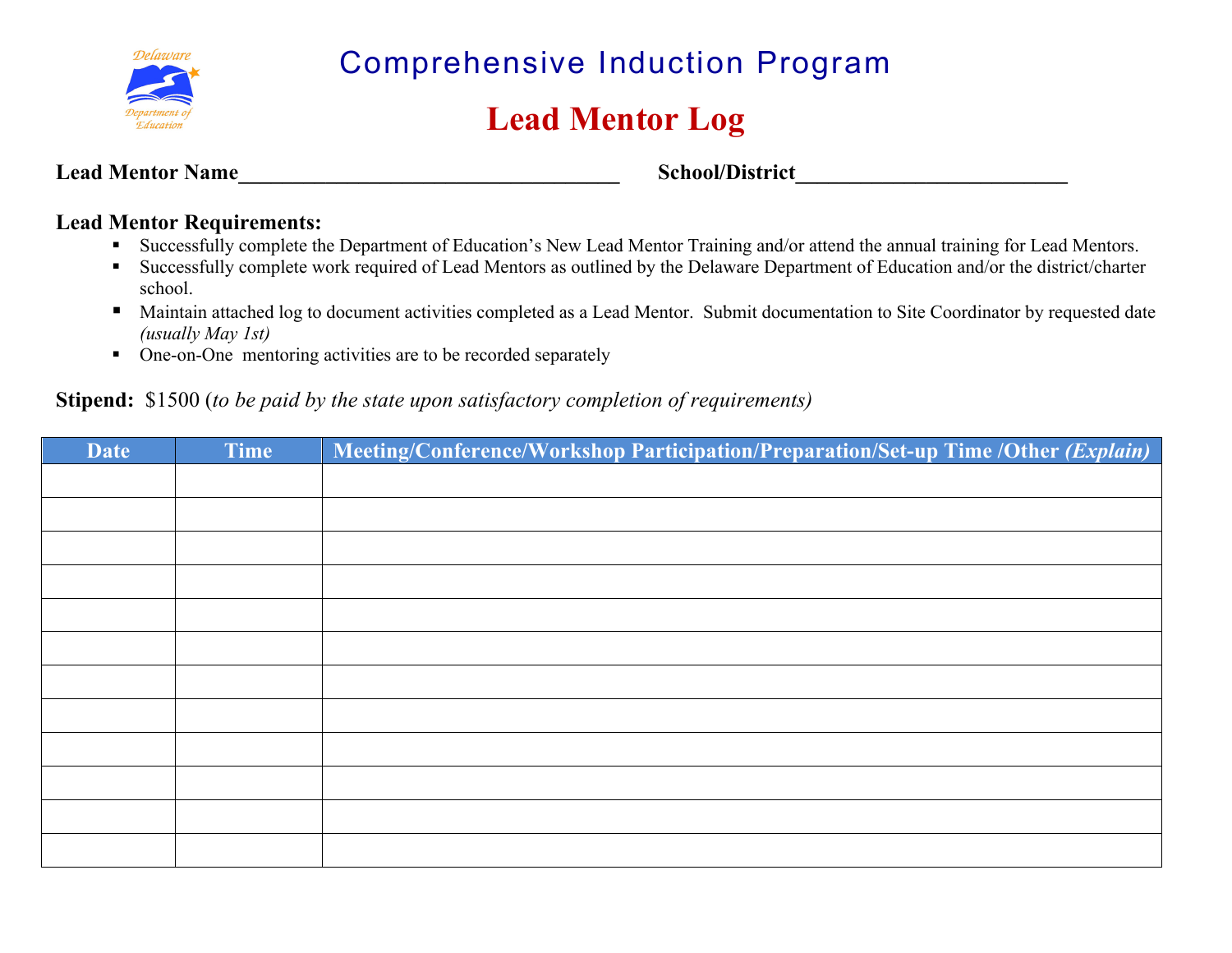Delaware Department of Education

# Comprehensive Induction Program

# Lead Mentor Log

**Lead Mentor Name**___________________________________ **School/District**_________________________

**Lead Mentor Requirements:**

- Successfully complete the Department of Education's New Lead Mentor Training and/or attend the annual training for Lead Mentors.
- Successfully complete work required of Lead Mentors as outlined by the Delaware Department of Education and/or the district/charter school.
- Maintain attached log to document activities completed as a Lead Mentor. Submit documentation to Site Coordinator by requested date *(usually May 1st)*
- One-on-One mentoring activities are to be recorded separately

**Stipend:** $1500 (*to be paid by the state upon satisfactory completion of requirements)*

| Date | Time | Meeting/Conference/Workshop Participation/Preparation/Set-up Time /Other *(Explain)* |
|---|---|---|
| | | |
| | | |
| | | |
| | | |
| | | |
| | | |
| | | |
| | | |
| | | |
| | | |
| | | |
| | | |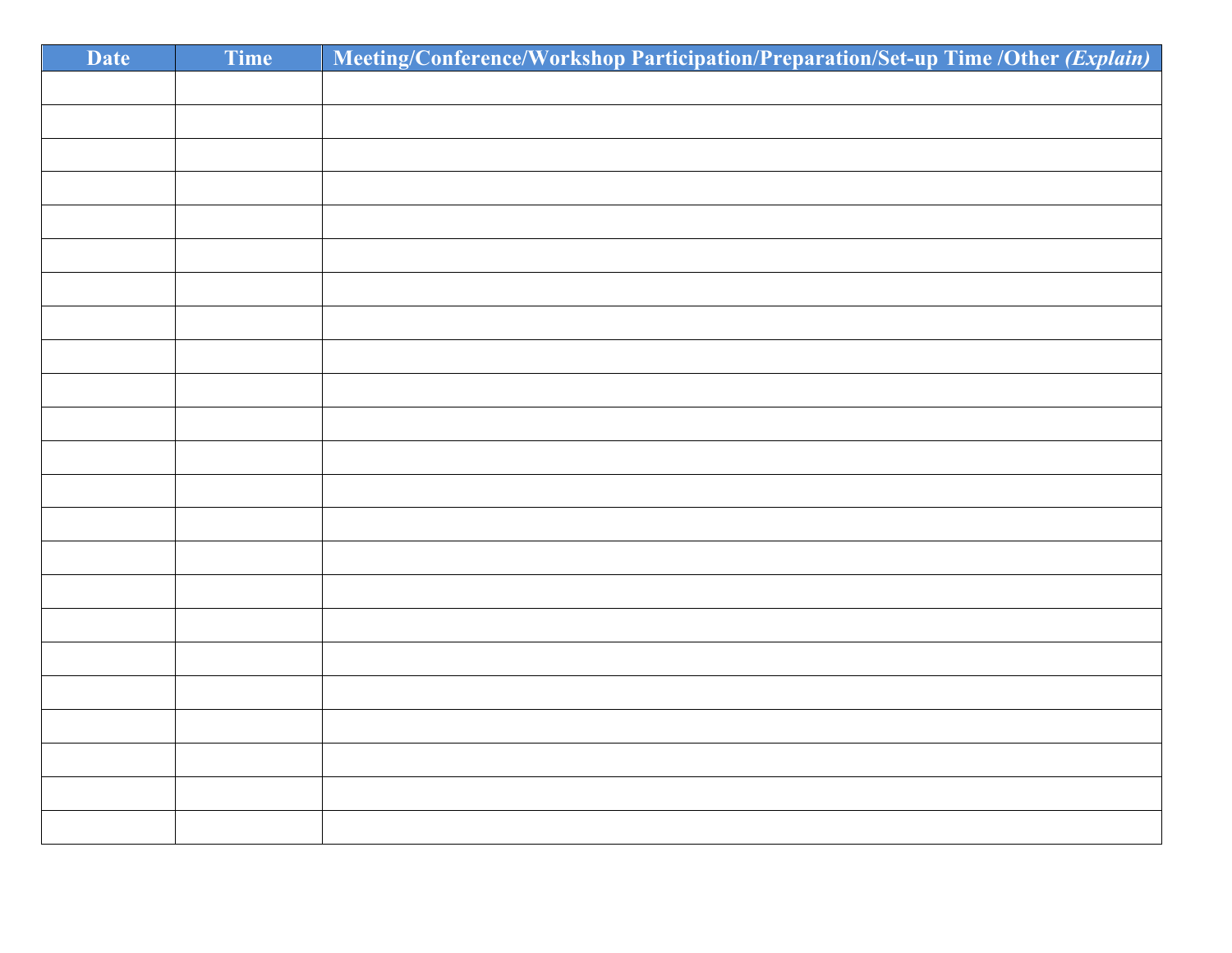| Date | Time | Meeting/Conference/Workshop Participation/Preparation/Set-up Time /Other *(Explain)* |
|---|---|---|
| | | |
| | | |
| | | |
| | | |
| | | |
| | | |
| | | |
| | | |
| | | |
| | | |
| | | |
| | | |
| | | |
| | | |
| | | |
| | | |
| | | |
| | | |
| | | |
| | | |
| | | |
| | | |
| | | |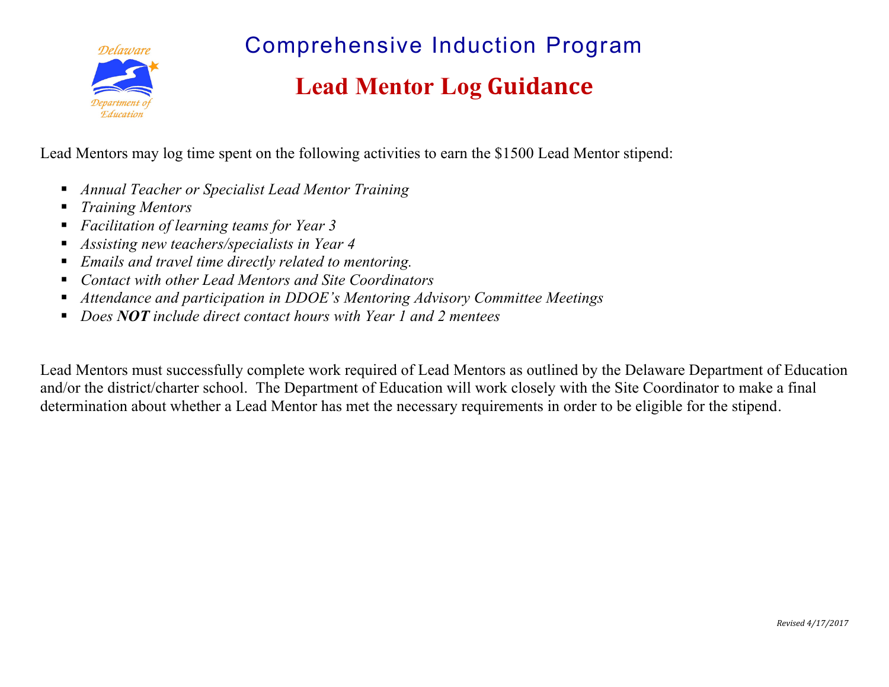# Comprehensive Induction Program

## Lead Mentor Log Guidance

Lead Mentors may log time spent on the following activities to earn the $1500 Lead Mentor stipend:

- *Annual Teacher or Specialist Lead Mentor Training*
- *Training Mentors*
- *Facilitation of learning teams for Year 3*
- *Assisting new teachers/specialists in Year 4*
- *Emails and travel time directly related to mentoring.*
- *Contact with other Lead Mentors and Site Coordinators*
- *Attendance and participation in DDOE's Mentoring Advisory Committee Meetings*
- *Does **NOT** include direct contact hours with Year 1 and 2 mentees*

Lead Mentors must successfully complete work required of Lead Mentors as outlined by the Delaware Department of Education and/or the district/charter school. The Department of Education will work closely with the Site Coordinator to make a final determination about whether a Lead Mentor has met the necessary requirements in order to be eligible for the stipend.

*Revised 4/17/2017*